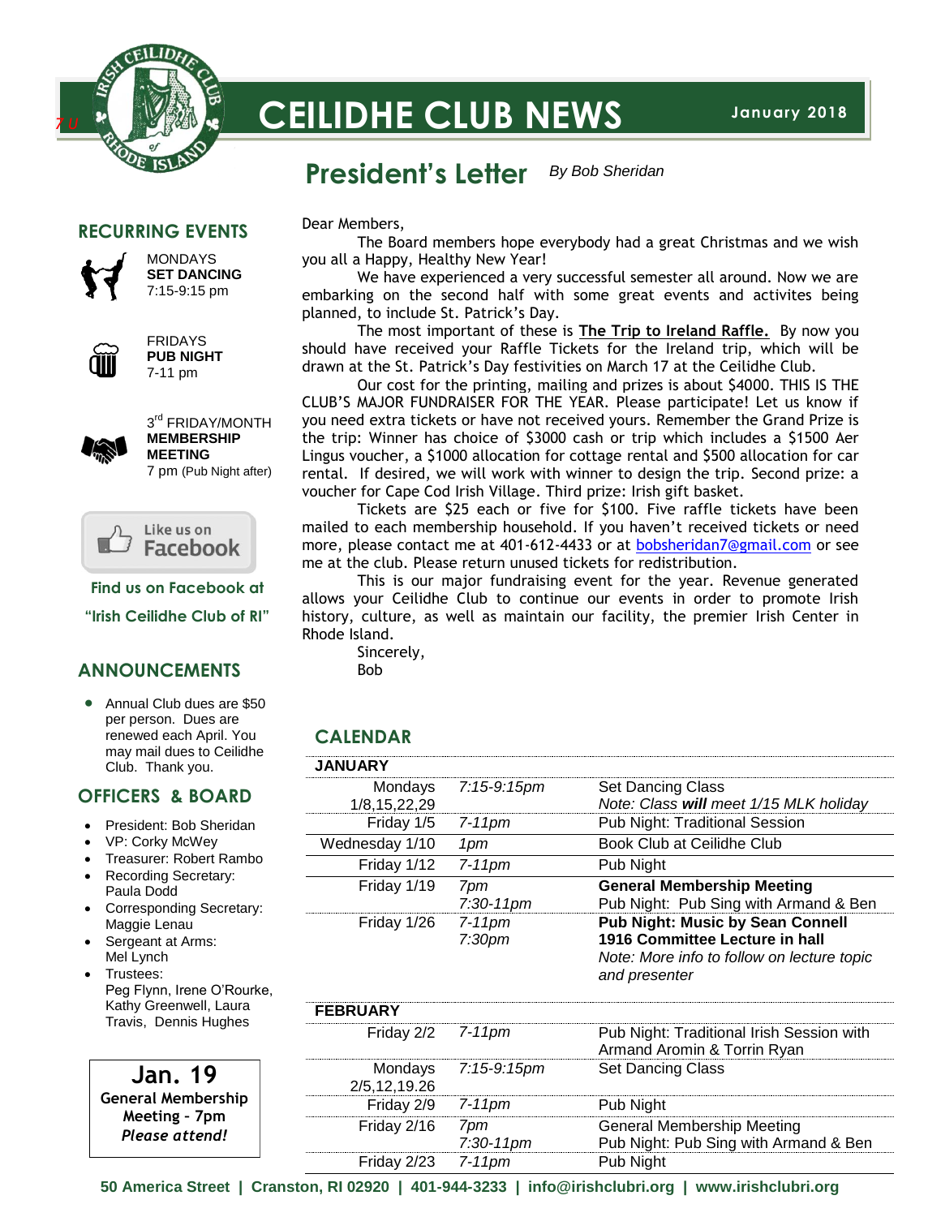# CEILIDHE CLUB NEWS

January 2018

## President's Letter

*By Bob Sheridan*

Dear Members,

The Board members hope everybody had a great Christmas and we wish you all a Happy, Healthy New Year!

We have experienced a very successful semester all around. Now we are embarking on the second half with some great events and activites being planned, to include St. Patrick's Day.

The most important of these is **The Trip to Ireland Raffle.** By now you should have received your Raffle Tickets for the Ireland trip, which will be drawn at the St. Patrick's Day festivities on March 17 at the Ceilidhe Club.

Our cost for the printing, mailing and prizes is about $4000. THIS IS THE CLUB'S MAJOR FUNDRAISER FOR THE YEAR. Please participate! Let us know if you need extra tickets or have not received yours. Remember the Grand Prize is the trip: Winner has choice of $3000 cash or trip which includes a $1500 Aer Lingus voucher, a $1000 allocation for cottage rental and $500 allocation for car rental. If desired, we will work with winner to design the trip. Second prize: a voucher for Cape Cod Irish Village. Third prize: Irish gift basket.

Tickets are $25 each or five for $100. Five raffle tickets have been mailed to each membership household. If you haven't received tickets or need more, please contact me at 401-612-4433 or at bobsheridan7@gmail.com or see me at the club. Please return unused tickets for redistribution.

This is our major fundraising event for the year. Revenue generated allows your Ceilidhe Club to continue our events in order to promote Irish history, culture, as well as maintain our facility, the premier Irish Center in Rhode Island.

Sincerely,
Bob

## RECURRING EVENTS

MONDAYS
**SET DANCING**
7:15-9:15 pm

FRIDAYS
**PUB NIGHT**
7-11 pm

3rd FRIDAY/MONTH
**MEMBERSHIP MEETING**
7 pm (Pub Night after)

Like us on Facebook

**Find us on Facebook at "Irish Ceilidhe Club of RI"**

## ANNOUNCEMENTS

- Annual Club dues are $50 per person. Dues are renewed each April. You may mail dues to Ceilidhe Club. Thank you.

## OFFICERS & BOARD

- President: Bob Sheridan
- VP: Corky McWey
- Treasurer: Robert Rambo
- Recording Secretary: Paula Dodd
- Corresponding Secretary: Maggie Lenau
- Sergeant at Arms: Mel Lynch
- Trustees: Peg Flynn, Irene O'Rourke, Kathy Greenwell, Laura Travis, Dennis Hughes

**Jan. 19**
**General Membership Meeting - 7pm**
***Please attend!***

## CALENDAR

| **JANUARY** | | |
|---|---|---|
| Mondays 1/8,15,22,29 | *7:15-9:15pm* | Set Dancing Class<br>*Note: Class **will** meet 1/15 MLK holiday* |
| Friday 1/5 | *7-11pm* | Pub Night: Traditional Session |
| Wednesday 1/10 | *1pm* | Book Club at Ceilidhe Club |
| Friday 1/12 | *7-11pm* | Pub Night |
| Friday 1/19 | *7pm*<br>*7:30-11pm* | **General Membership Meeting**<br>Pub Night: Pub Sing with Armand & Ben |
| Friday 1/26 | *7-11pm*<br>*7:30pm* | **Pub Night: Music by Sean Connell**<br>**1916 Committee Lecture in hall**<br>*Note: More info to follow on lecture topic and presenter* |
| **FEBRUARY** | | |
| Friday 2/2 | *7-11pm* | Pub Night: Traditional Irish Session with Armand Aromin & Torrin Ryan |
| Mondays 2/5,12,19.26 | *7:15-9:15pm* | Set Dancing Class |
| Friday 2/9 | *7-11pm* | Pub Night |
| Friday 2/16 | *7pm*<br>*7:30-11pm* | General Membership Meeting<br>Pub Night: Pub Sing with Armand & Ben |
| Friday 2/23 | *7-11pm* | Pub Night |

**50 America Street | Cranston, RI 02920 | 401-944-3233 | info@irishclubri.org | www.irishclubri.org**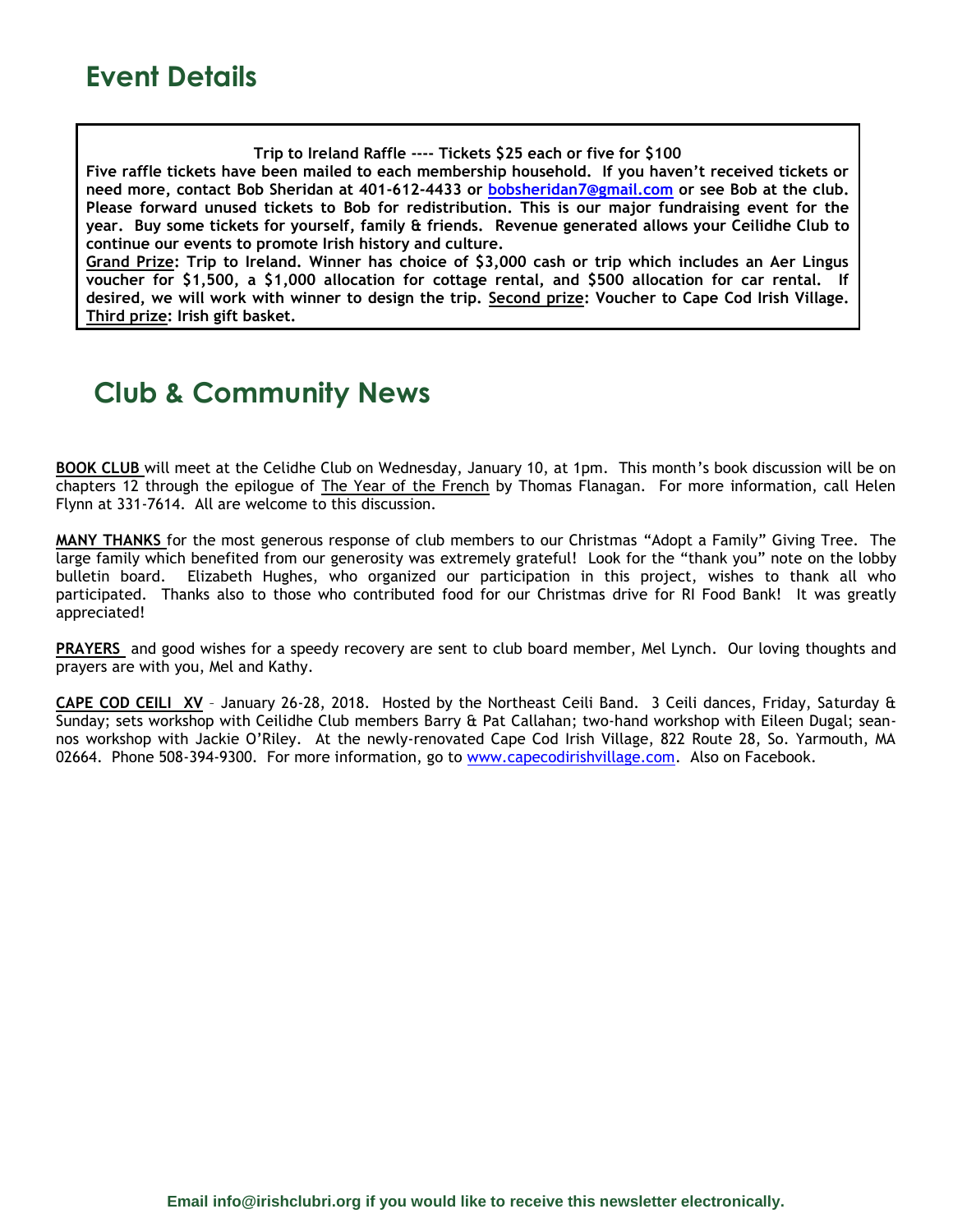# Event Details

**Trip to Ireland Raffle ---- Tickets $25 each or five for $100**

**Five raffle tickets have been mailed to each membership household. If you haven't received tickets or need more, contact Bob Sheridan at 401-612-4433 or bobsheridan7@gmail.com or see Bob at the club. Please forward unused tickets to Bob for redistribution. This is our major fundraising event for the year. Buy some tickets for yourself, family & friends. Revenue generated allows your Ceilidhe Club to continue our events to promote Irish history and culture.**

**Grand Prize: Trip to Ireland. Winner has choice of $3,000 cash or trip which includes an Aer Lingus voucher for $1,500, a $1,000 allocation for cottage rental, and $500 allocation for car rental. If desired, we will work with winner to design the trip. Second prize: Voucher to Cape Cod Irish Village. Third prize: Irish gift basket.**

# Club & Community News

**BOOK CLUB** will meet at the Celidhe Club on Wednesday, January 10, at 1pm. This month's book discussion will be on chapters 12 through the epilogue of The Year of the French by Thomas Flanagan. For more information, call Helen Flynn at 331-7614. All are welcome to this discussion.

**MANY THANKS** for the most generous response of club members to our Christmas "Adopt a Family" Giving Tree. The large family which benefited from our generosity was extremely grateful! Look for the "thank you" note on the lobby bulletin board. Elizabeth Hughes, who organized our participation in this project, wishes to thank all who participated. Thanks also to those who contributed food for our Christmas drive for RI Food Bank! It was greatly appreciated!

**PRAYERS** and good wishes for a speedy recovery are sent to club board member, Mel Lynch. Our loving thoughts and prayers are with you, Mel and Kathy.

**CAPE COD CEILI XV** – January 26-28, 2018. Hosted by the Northeast Ceili Band. 3 Ceili dances, Friday, Saturday & Sunday; sets workshop with Ceilidhe Club members Barry & Pat Callahan; two-hand workshop with Eileen Dugal; sean-nos workshop with Jackie O'Riley. At the newly-renovated Cape Cod Irish Village, 822 Route 28, So. Yarmouth, MA 02664. Phone 508-394-9300. For more information, go to www.capecodirishvillage.com. Also on Facebook.

**Email info@irishclubri.org if you would like to receive this newsletter electronically.**